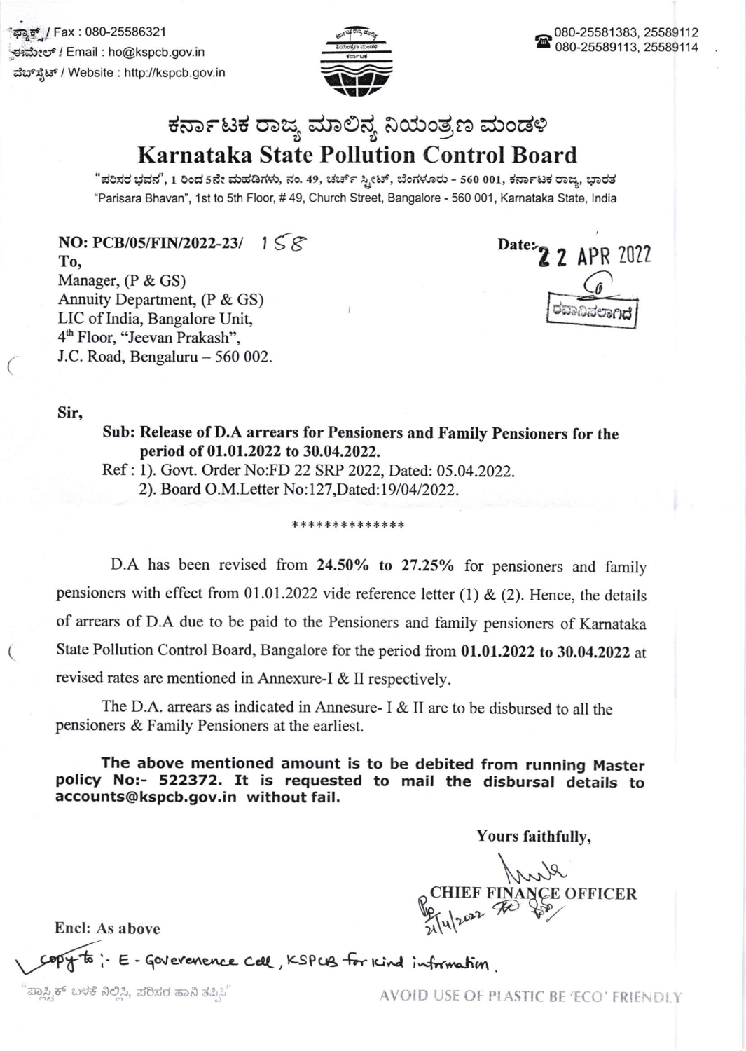ಫ್ಯಾಕ್ಸ್ / Fax : 080-25586321
ಈಮೇಲ್ / Email : ho@kspcb.gov.in
ವೆಬ್‌ಸೈಟ್ / Website : http://kspcb.gov.in

080-25581383, 25589112
080-25589113, 25589114

# ಕರ್ನಾಟಕ ರಾಜ್ಯ ಮಾಲಿನ್ಯ ನಿಯಂತ್ರಣ ಮಂಡಳಿ
# Karnataka State Pollution Control Board

"ಪರಿಸರ ಭವನ", 1 ರಿಂದ 5ನೇ ಮಹಡಿಗಳು, ನಂ. 49, ಚರ್ಚ್ ಸ್ಟ್ರೀಟ್, ಬೆಂಗಳೂರು - 560 001, ಕರ್ನಾಟಕ ರಾಜ್ಯ, ಭಾರತ
"Parisara Bhavan", 1st to 5th Floor, # 49, Church Street, Bangalore - 560 001, Karnataka State, India

**NO: PCB/05/FIN/2022-23/** 158

**Date:** 22 APR 2022

ರವಾನಿಸಲಾಗಿದೆ

To,
Manager, (P & GS)
Annuity Department, (P & GS)
LIC of India, Bangalore Unit,
4th Floor, "Jeevan Prakash",
J.C. Road, Bengaluru – 560 002.

Sir,

**Sub: Release of D.A arrears for Pensioners and Family Pensioners for the period of 01.01.2022 to 30.04.2022.**

Ref : 1). Govt. Order No:FD 22 SRP 2022, Dated: 05.04.2022.
2). Board O.M.Letter No:127,Dated:19/04/2022.

**************

D.A has been revised from **24.50% to 27.25%** for pensioners and family pensioners with effect from 01.01.2022 vide reference letter (1) & (2). Hence, the details of arrears of D.A due to be paid to the Pensioners and family pensioners of Karnataka State Pollution Control Board, Bangalore for the period from **01.01.2022 to 30.04.2022** at revised rates are mentioned in Annexure-I & II respectively.

The D.A. arrears as indicated in Annesure- I & II are to be disbursed to all the pensioners & Family Pensioners at the earliest.

**The above mentioned amount is to be debited from running Master policy No:- 522372. It is requested to mail the disbursal details to accounts@kspcb.gov.in without fail.**

Yours faithfully,

CHIEF FINANCE OFFICER
21/4/2022

Encl: As above

Copy to :- E - Goverenence Cell, KSPCB for kind information.

"ಪ್ಲಾಸ್ಟಿಕ್ ಬಳಕೆ ನಿಲ್ಲಿಸಿ, ಪರಿಸರ ಹಾನಿ ತಪ್ಪಿಸಿ"

AVOID USE OF PLASTIC BE 'ECO' FRIENDLY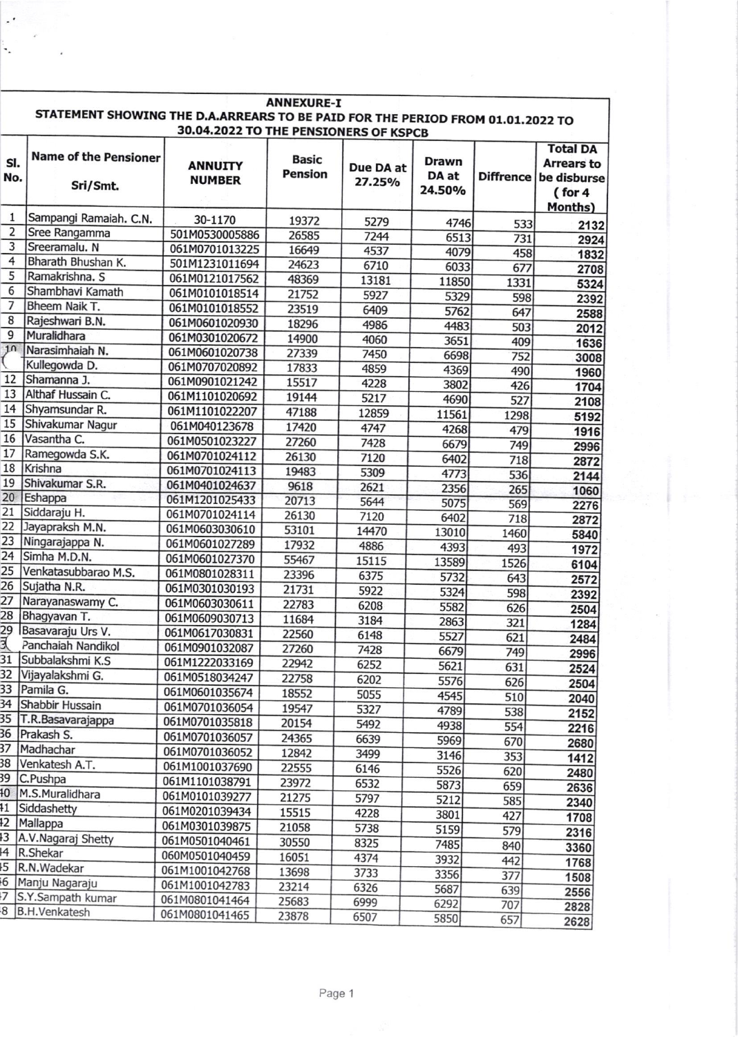## ANNEXURE-I

### STATEMENT SHOWING THE D.A.ARREARS TO BE PAID FOR THE PERIOD FROM 01.01.2022 TO 30.04.2022 TO THE PENSIONERS OF KSPCB

| Sl. No. | Name of the Pensioner Sri/Smt. | ANNUITY NUMBER | Basic Pension | Due DA at 27.25% | Drawn DA at 24.50% | Diffrence | Total DA Arrears to be disburse ( for 4 Months) |
|---|---|---|---|---|---|---|---|
| 1 | Sampangi Ramaiah. C.N. | 30-1170 | 19372 | 5279 | 4746 | 533 | 2132 |
| 2 | Sree Rangamma | 501M0530005886 | 26585 | 7244 | 6513 | 731 | 2924 |
| 3 | Sreeramalu. N | 061M0701013225 | 16649 | 4537 | 4079 | 458 | 1832 |
| 4 | Bharath Bhushan K. | 501M1231011694 | 24623 | 6710 | 6033 | 677 | 2708 |
| 5 | Ramakrishna. S | 061M0121017562 | 48369 | 13181 | 11850 | 1331 | 5324 |
| 6 | Shambhavi Kamath | 061M0101018514 | 21752 | 5927 | 5329 | 598 | 2392 |
| 7 | Bheem Naik T. | 061M0101018552 | 23519 | 6409 | 5762 | 647 | 2588 |
| 8 | Rajeshwari B.N. | 061M0601020930 | 18296 | 4986 | 4483 | 503 | 2012 |
| 9 | Muralidhara | 061M0301020672 | 14900 | 4060 | 3651 | 409 | 1636 |
| 10 | Narasimhaiah N. | 061M0601020738 | 27339 | 7450 | 6698 | 752 | 3008 |
| 11 | Kullegowda D. | 061M0707020892 | 17833 | 4859 | 4369 | 490 | 1960 |
| 12 | Shamanna J. | 061M0901021242 | 15517 | 4228 | 3802 | 426 | 1704 |
| 13 | Althaf Hussain C. | 061M1101020692 | 19144 | 5217 | 4690 | 527 | 2108 |
| 14 | Shyamsundar R. | 061M1101022207 | 47188 | 12859 | 11561 | 1298 | 5192 |
| 15 | Shivakumar Nagur | 061M040123678 | 17420 | 4747 | 4268 | 479 | 1916 |
| 16 | Vasantha C. | 061M0501023227 | 27260 | 7428 | 6679 | 749 | 2996 |
| 17 | Ramegowda S.K. | 061M0701024112 | 26130 | 7120 | 6402 | 718 | 2872 |
| 18 | Krishna | 061M0701024113 | 19483 | 5309 | 4773 | 536 | 2144 |
| 19 | Shivakumar S.R. | 061M0401024637 | 9618 | 2621 | 2356 | 265 | 1060 |
| 20 | Eshappa | 061M1201025433 | 20713 | 5644 | 5075 | 569 | 2276 |
| 21 | Siddaraju H. | 061M0701024114 | 26130 | 7120 | 6402 | 718 | 2872 |
| 22 | Jayapraksh M.N. | 061M0603030610 | 53101 | 14470 | 13010 | 1460 | 5840 |
| 23 | Ningarajappa N. | 061M0601027289 | 17932 | 4886 | 4393 | 493 | 1972 |
| 24 | Simha M.D.N. | 061M0601027370 | 55467 | 15115 | 13589 | 1526 | 6104 |
| 25 | Venkatasubbarao M.S. | 061M0801028311 | 23396 | 6375 | 5732 | 643 | 2572 |
| 26 | Sujatha N.R. | 061M0301030193 | 21731 | 5922 | 5324 | 598 | 2392 |
| 27 | Narayanaswamy C. | 061M0603030611 | 22783 | 6208 | 5582 | 626 | 2504 |
| 28 | Bhagyavan T. | 061M0609030713 | 11684 | 3184 | 2863 | 321 | 1284 |
| 29 | Basavaraju Urs V. | 061M0617030831 | 22560 | 6148 | 5527 | 621 | 2484 |
| 30 | Panchaiah Nandikol | 061M0901032087 | 27260 | 7428 | 6679 | 749 | 2996 |
| 31 | Subbalakshmi K.S | 061M1222033169 | 22942 | 6252 | 5621 | 631 | 2524 |
| 32 | Vijayalakshmi G. | 061M0518034247 | 22758 | 6202 | 5576 | 626 | 2504 |
| 33 | Pamila G. | 061M0601035674 | 18552 | 5055 | 4545 | 510 | 2040 |
| 34 | Shabbir Hussain | 061M0701036054 | 19547 | 5327 | 4789 | 538 | 2152 |
| 35 | T.R.Basavarajappa | 061M0701035818 | 20154 | 5492 | 4938 | 554 | 2216 |
| 36 | Prakash S. | 061M0701036057 | 24365 | 6639 | 5969 | 670 | 2680 |
| 37 | Madhachar | 061M0701036052 | 12842 | 3499 | 3146 | 353 | 1412 |
| 38 | Venkatesh A.T. | 061M1001037690 | 22555 | 6146 | 5526 | 620 | 2480 |
| 39 | C.Pushpa | 061M1101038791 | 23972 | 6532 | 5873 | 659 | 2636 |
| 40 | M.S.Muralidhara | 061M0101039277 | 21275 | 5797 | 5212 | 585 | 2340 |
| 41 | Siddashetty | 061M0201039434 | 15515 | 4228 | 3801 | 427 | 1708 |
| 42 | Mallappa | 061M0301039875 | 21058 | 5738 | 5159 | 579 | 2316 |
| 43 | A.V.Nagaraj Shetty | 061M0501040461 | 30550 | 8325 | 7485 | 840 | 3360 |
| 44 | R.Shekar | 060M0501040459 | 16051 | 4374 | 3932 | 442 | 1768 |
| 45 | R.N.Wadekar | 061M1001042768 | 13698 | 3733 | 3356 | 377 | 1508 |
| 46 | Manju Nagaraju | 061M1001042783 | 23214 | 6326 | 5687 | 639 | 2556 |
| 47 | S.Y.Sampath kumar | 061M0801041464 | 25683 | 6999 | 6292 | 707 | 2828 |
| 48 | B.H.Venkatesh | 061M0801041465 | 23878 | 6507 | 5850 | 657 | 2628 |